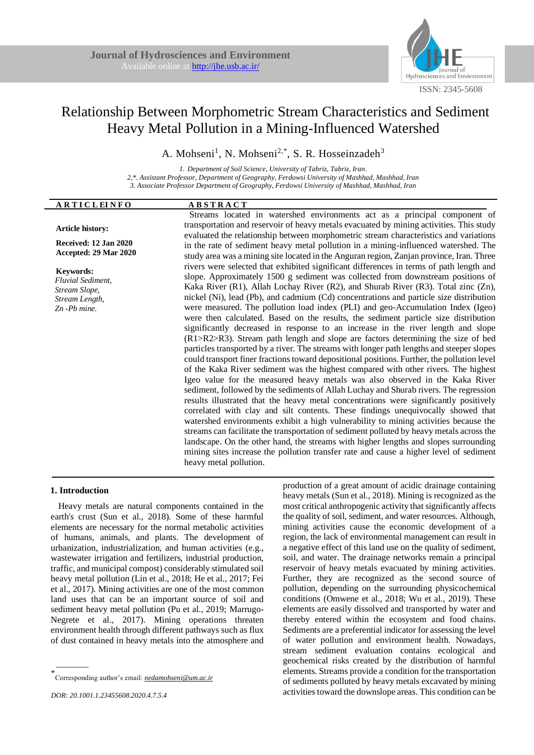# Relationship Between Morphometric Stream Characteristics and Sediment Heavy Metal Pollution in a Mining-Influenced Watershed

A. Mohseni[1], N. Mohseni[2,*], S. R. Hosseinzadeh[3]

1. Department of Soil Science, University of Tabriz, Tabriz, Iran.
2,*. Assistant Professor, Department of Geography, Ferdowsi University of Mashhad, Mashhad, Iran
3. Associate Professor Department of Geography, Ferdowsi University of Mashhad, Mashhad, Iran

**ARTICLE INFO**

**Article history:**

**Received: 12 Jan 2020**
**Accepted: 29 Mar 2020**

**Keywords:**
*Fluvial Sediment,*
*Stream Slope,*
*Stream Length,*
*Zn -Pb mine.*

**ABSTRACT**

Streams located in watershed environments act as a principal component of transportation and reservoir of heavy metals evacuated by mining activities. This study evaluated the relationship between morphometric stream characteristics and variations in the rate of sediment heavy metal pollution in a mining-influenced watershed. The study area was a mining site located in the Anguran region, Zanjan province, Iran. Three rivers were selected that exhibited significant differences in terms of path length and slope. Approximately 1500 g sediment was collected from downstream positions of Kaka River (R1), Allah Lochay River (R2), and Shurab River (R3). Total zinc (Zn), nickel (Ni), lead (Pb), and cadmium (Cd) concentrations and particle size distribution were measured. The pollution load index (PLI) and geo-Accumulation Index (Igeo) were then calculated. Based on the results, the sediment particle size distribution significantly decreased in response to an increase in the river length and slope (R1>R2>R3). Stream path length and slope are factors determining the size of bed particles transported by a river. The streams with longer path lengths and steeper slopes could transport finer fractions toward depositional positions. Further, the pollution level of the Kaka River sediment was the highest compared with other rivers. The highest Igeo value for the measured heavy metals was also observed in the Kaka River sediment, followed by the sediments of Allah Luchay and Shurab rivers. The regression results illustrated that the heavy metal concentrations were significantly positively correlated with clay and silt contents. These findings unequivocally showed that watershed environments exhibit a high vulnerability to mining activities because the streams can facilitate the transportation of sediment polluted by heavy metals across the landscape. On the other hand, the streams with higher lengths and slopes surrounding mining sites increase the pollution transfer rate and cause a higher level of sediment heavy metal pollution.

## 1. Introduction

Heavy metals are natural components contained in the earth's crust (Sun et al., 2018). Some of these harmful elements are necessary for the normal metabolic activities of humans, animals, and plants. The development of urbanization, industrialization, and human activities (e.g., wastewater irrigation and fertilizers, industrial production, traffic, and municipal compost) considerably stimulated soil heavy metal pollution (Lin et al., 2018; He et al., 2017; Fei et al., 2017). Mining activities are one of the most common land uses that can be an important source of soil and sediment heavy metal pollution (Pu et al., 2019; Marrugo-Negrete et al., 2017). Mining operations threaten environment health through different pathways such as flux of dust contained in heavy metals into the atmosphere and production of a great amount of acidic drainage containing heavy metals (Sun et al., 2018). Mining is recognized as the most critical anthropogenic activity that significantly affects the quality of soil, sediment, and water resources. Although, mining activities cause the economic development of a region, the lack of environmental management can result in a negative effect of this land use on the quality of sediment, soil, and water. The drainage networks remain a principal reservoir of heavy metals evacuated by mining activities. Further, they are recognized as the second source of pollution, depending on the surrounding physicochemical conditions (Omwene et al., 2018; Wu et al., 2019). These elements are easily dissolved and transported by water and thereby entered within the ecosystem and food chains. Sediments are a preferential indicator for assessing the level of water pollution and environment health. Nowadays, stream sediment evaluation contains ecological and geochemical risks created by the distribution of harmful elements. Streams provide a condition for the transportation of sediments polluted by heavy metals excavated by mining activities toward the downslope areas. This condition can be

---

* Corresponding author's email: *nedamohseni@um.ac.ir*

*DOR: 20.1001.1.23455608.2020.4.7.5.4*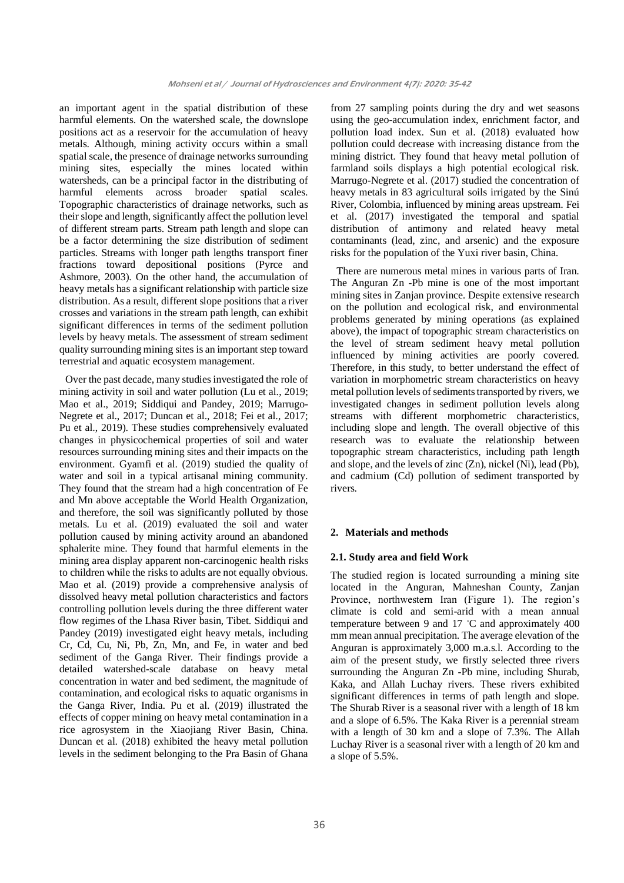an important agent in the spatial distribution of these harmful elements. On the watershed scale, the downslope positions act as a reservoir for the accumulation of heavy metals. Although, mining activity occurs within a small spatial scale, the presence of drainage networks surrounding mining sites, especially the mines located within watersheds, can be a principal factor in the distributing of harmful elements across broader spatial scales. Topographic characteristics of drainage networks, such as their slope and length, significantly affect the pollution level of different stream parts. Stream path length and slope can be a factor determining the size distribution of sediment particles. Streams with longer path lengths transport finer fractions toward depositional positions (Pyrce and Ashmore, 2003). On the other hand, the accumulation of heavy metals has a significant relationship with particle size distribution. As a result, different slope positions that a river crosses and variations in the stream path length, can exhibit significant differences in terms of the sediment pollution levels by heavy metals. The assessment of stream sediment quality surrounding mining sites is an important step toward terrestrial and aquatic ecosystem management.

Over the past decade, many studies investigated the role of mining activity in soil and water pollution (Lu et al., 2019; Mao et al., 2019; Siddiqui and Pandey, 2019; Marrugo-Negrete et al., 2017; Duncan et al., 2018; Fei et al., 2017; Pu et al., 2019). These studies comprehensively evaluated changes in physicochemical properties of soil and water resources surrounding mining sites and their impacts on the environment. Gyamfi et al. (2019) studied the quality of water and soil in a typical artisanal mining community. They found that the stream had a high concentration of Fe and Mn above acceptable the World Health Organization, and therefore, the soil was significantly polluted by those metals. Lu et al. (2019) evaluated the soil and water pollution caused by mining activity around an abandoned sphalerite mine. They found that harmful elements in the mining area display apparent non-carcinogenic health risks to children while the risks to adults are not equally obvious. Mao et al. (2019) provide a comprehensive analysis of dissolved heavy metal pollution characteristics and factors controlling pollution levels during the three different water flow regimes of the Lhasa River basin, Tibet. Siddiqui and Pandey (2019) investigated eight heavy metals, including Cr, Cd, Cu, Ni, Pb, Zn, Mn, and Fe, in water and bed sediment of the Ganga River. Their findings provide a detailed watershed-scale database on heavy metal concentration in water and bed sediment, the magnitude of contamination, and ecological risks to aquatic organisms in the Ganga River, India. Pu et al. (2019) illustrated the effects of copper mining on heavy metal contamination in a rice agrosystem in the Xiaojiang River Basin, China. Duncan et al. (2018) exhibited the heavy metal pollution levels in the sediment belonging to the Pra Basin of Ghana from 27 sampling points during the dry and wet seasons using the geo-accumulation index, enrichment factor, and pollution load index. Sun et al. (2018) evaluated how pollution could decrease with increasing distance from the mining district. They found that heavy metal pollution of farmland soils displays a high potential ecological risk. Marrugo-Negrete et al. (2017) studied the concentration of heavy metals in 83 agricultural soils irrigated by the Sinú River, Colombia, influenced by mining areas upstream. Fei et al. (2017) investigated the temporal and spatial distribution of antimony and related heavy metal contaminants (lead, zinc, and arsenic) and the exposure risks for the population of the Yuxi river basin, China.

There are numerous metal mines in various parts of Iran. The Anguran Zn -Pb mine is one of the most important mining sites in Zanjan province. Despite extensive research on the pollution and ecological risk, and environmental problems generated by mining operations (as explained above), the impact of topographic stream characteristics on the level of stream sediment heavy metal pollution influenced by mining activities are poorly covered. Therefore, in this study, to better understand the effect of variation in morphometric stream characteristics on heavy metal pollution levels of sediments transported by rivers, we investigated changes in sediment pollution levels along streams with different morphometric characteristics, including slope and length. The overall objective of this research was to evaluate the relationship between topographic stream characteristics, including path length and slope, and the levels of zinc (Zn), nickel (Ni), lead (Pb), and cadmium (Cd) pollution of sediment transported by rivers.

## 2. Materials and methods

### 2.1. Study area and field Work

The studied region is located surrounding a mining site located in the Anguran, Mahneshan County, Zanjan Province, northwestern Iran (Figure 1). The region's climate is cold and semi-arid with a mean annual temperature between 9 and 17 °C and approximately 400 mm mean annual precipitation. The average elevation of the Anguran is approximately 3,000 m.a.s.l. According to the aim of the present study, we firstly selected three rivers surrounding the Anguran Zn -Pb mine, including Shurab, Kaka, and Allah Luchay rivers. These rivers exhibited significant differences in terms of path length and slope. The Shurab River is a seasonal river with a length of 18 km and a slope of 6.5%. The Kaka River is a perennial stream with a length of 30 km and a slope of 7.3%. The Allah Luchay River is a seasonal river with a length of 20 km and a slope of 5.5%.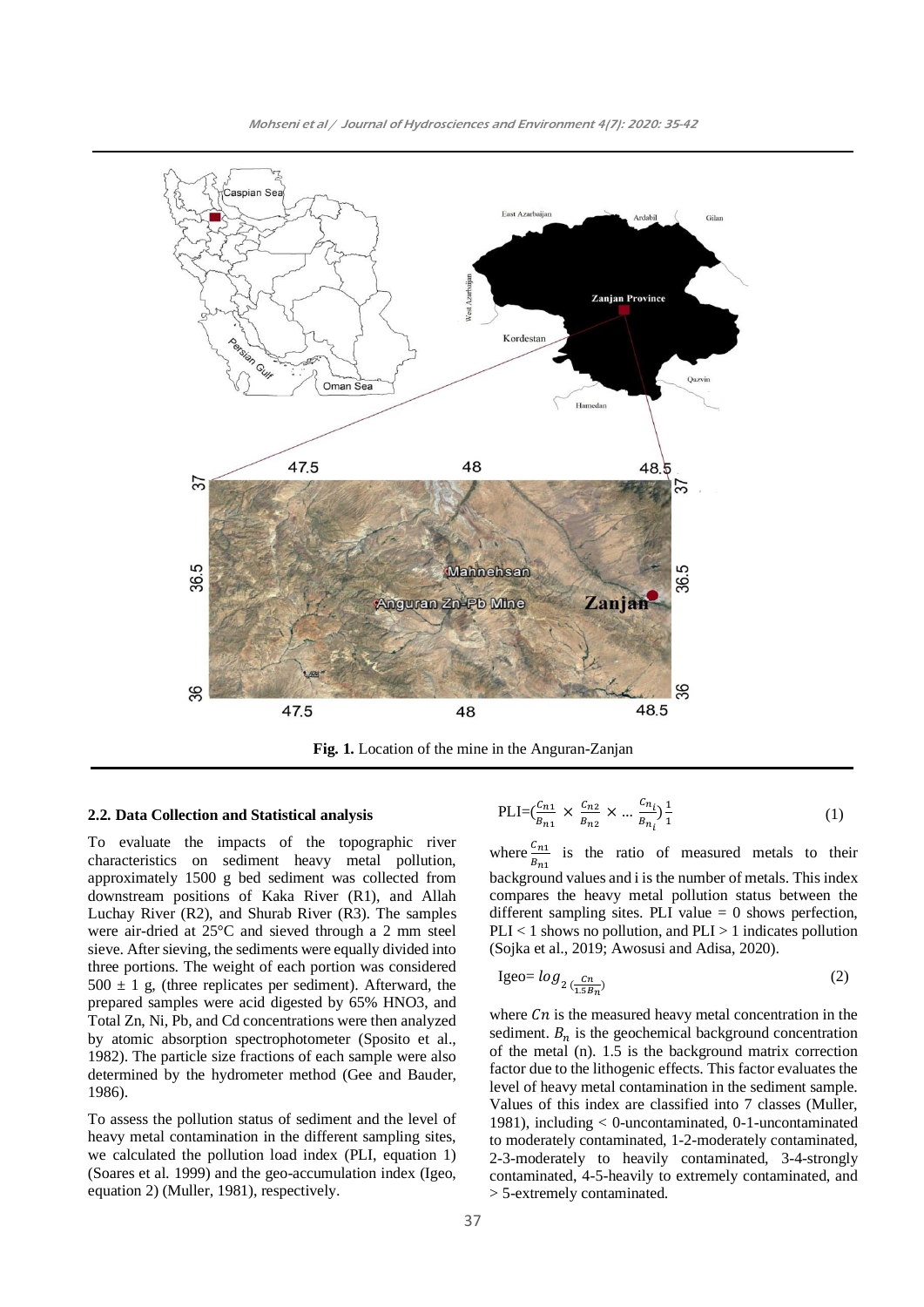**Fig. 1.** Location of the mine in the Anguran-Zanjan

### 2.2. Data Collection and Statistical analysis

To evaluate the impacts of the topographic river characteristics on sediment heavy metal pollution, approximately 1500 g bed sediment was collected from downstream positions of Kaka River (R1), and Allah Luchay River (R2), and Shurab River (R3). The samples were air-dried at 25°C and sieved through a 2 mm steel sieve. After sieving, the sediments were equally divided into three portions. The weight of each portion was considered 500 ± 1 g, (three replicates per sediment). Afterward, the prepared samples were acid digested by 65% $HNO_3$, and Total Zn, Ni, Pb, and Cd concentrations were then analyzed by atomic absorption spectrophotometer (Sposito et al., 1982). The particle size fractions of each sample were also determined by the hydrometer method (Gee and Bauder, 1986).

To assess the pollution status of sediment and the level of heavy metal contamination in the different sampling sites, we calculated the pollution load index (PLI, equation 1) (Soares et al. 1999) and the geo-accumulation index (Igeo, equation 2) (Muller, 1981), respectively.

$$\text{PLI}=\left(\frac{C_{n1}}{B_{n1}} \times \frac{C_{n2}}{B_{n2}} \times \ldots \frac{C_{n_i}}{B_{n_i}}\right)\frac{1}{1} \tag{1}$$

where $\frac{C_{n1}}{B_{n1}}$ is the ratio of measured metals to their background values and i is the number of metals. This index compares the heavy metal pollution status between the different sampling sites. PLI value = 0 shows perfection, PLI < 1 shows no pollution, and PLI > 1 indicates pollution (Sojka et al., 2019; Awosusi and Adisa, 2020).

$$\text{Igeo}= \log_2\left(\frac{Cn}{1.5B_n}\right) \tag{2}$$

where $Cn$ is the measured heavy metal concentration in the sediment. $B_n$ is the geochemical background concentration of the metal (n). 1.5 is the background matrix correction factor due to the lithogenic effects. This factor evaluates the level of heavy metal contamination in the sediment sample. Values of this index are classified into 7 classes (Muller, 1981), including < 0-uncontaminated, 0-1-uncontaminated to moderately contaminated, 1-2-moderately contaminated, 2-3-moderately to heavily contaminated, 3-4-strongly contaminated, 4-5-heavily to extremely contaminated, and > 5-extremely contaminated.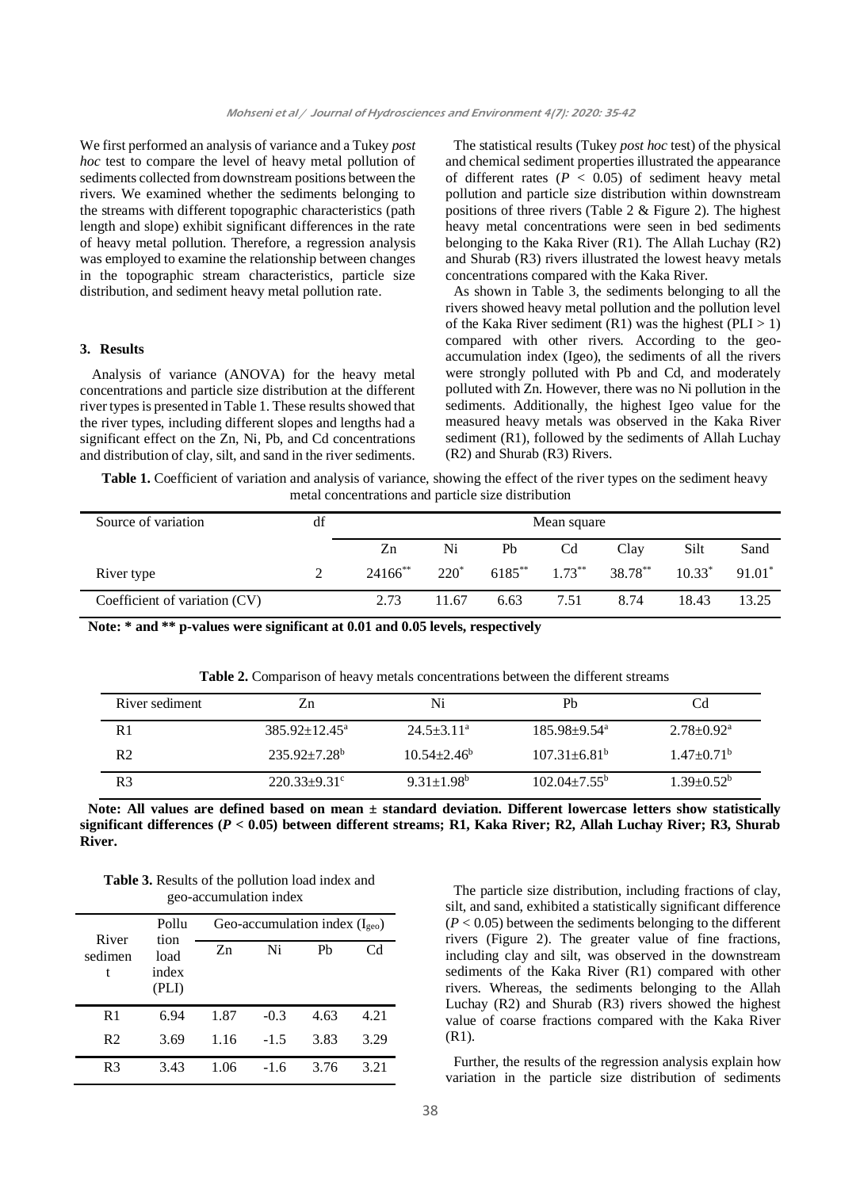We first performed an analysis of variance and a Tukey *post hoc* test to compare the level of heavy metal pollution of sediments collected from downstream positions between the rivers. We examined whether the sediments belonging to the streams with different topographic characteristics (path length and slope) exhibit significant differences in the rate of heavy metal pollution. Therefore, a regression analysis was employed to examine the relationship between changes in the topographic stream characteristics, particle size distribution, and sediment heavy metal pollution rate.

## 3. Results

Analysis of variance (ANOVA) for the heavy metal concentrations and particle size distribution at the different river types is presented in Table 1. These results showed that the river types, including different slopes and lengths had a significant effect on the Zn, Ni, Pb, and Cd concentrations and distribution of clay, silt, and sand in the river sediments.

The statistical results (Tukey *post hoc* test) of the physical and chemical sediment properties illustrated the appearance of different rates ($P < 0.05$) of sediment heavy metal pollution and particle size distribution within downstream positions of three rivers (Table 2 & Figure 2). The highest heavy metal concentrations were seen in bed sediments belonging to the Kaka River (R1). The Allah Luchay (R2) and Shurab (R3) rivers illustrated the lowest heavy metals concentrations compared with the Kaka River.

As shown in Table 3, the sediments belonging to all the rivers showed heavy metal pollution and the pollution level of the Kaka River sediment (R1) was the highest (PLI > 1) compared with other rivers. According to the geo-accumulation index (Igeo), the sediments of all the rivers were strongly polluted with Pb and Cd, and moderately polluted with Zn. However, there was no Ni pollution in the sediments. Additionally, the highest Igeo value for the measured heavy metals was observed in the Kaka River sediment (R1), followed by the sediments of Allah Luchay (R2) and Shurab (R3) Rivers.

**Table 1.** Coefficient of variation and analysis of variance, showing the effect of the river types on the sediment heavy metal concentrations and particle size distribution

| Source of variation | df | Mean square | | | | | | |
|---|---|---|---|---|---|---|---|---|
| | | Zn | Ni | Pb | Cd | Clay | Silt | Sand |
| River type | 2 | $24166^{**}$ | $220^{*}$ | $6185^{**}$ | $1.73^{**}$ | $38.78^{**}$ | $10.33^{*}$ | $91.01^{*}$ |
| Coefficient of variation (CV) | | 2.73 | 11.67 | 6.63 | 7.51 | 8.74 | 18.43 | 13.25 |

**Note: * and ** p-values were significant at 0.01 and 0.05 levels, respectively**

**Table 2.** Comparison of heavy metals concentrations between the different streams

| River sediment | Zn | Ni | Pb | Cd |
|---|---|---|---|---|
| R1 | $385.92 \pm 12.45^{a}$ | $24.5 \pm 3.11^{a}$ | $185.98 \pm 9.54^{a}$ | $2.78 \pm 0.92^{a}$ |
| R2 | $235.92 \pm 7.28^{b}$ | $10.54 \pm 2.46^{b}$ | $107.31 \pm 6.81^{b}$ | $1.47 \pm 0.71^{b}$ |
| R3 | $220.33 \pm 9.31^{c}$ | $9.31 \pm 1.98^{b}$ | $102.04 \pm 7.55^{b}$ | $1.39 \pm 0.52^{b}$ |

**Note: All values are defined based on mean ± standard deviation. Different lowercase letters show statistically significant differences ($P < 0.05$) between different streams; R1, Kaka River; R2, Allah Luchay River; R3, Shurab River.**

**Table 3.** Results of the pollution load index and geo-accumulation index

| River sediment | Pollution load index (PLI) | Geo-accumulation index ($I_{geo}$) | | | |
|---|---|---|---|---|---|
| | | Zn | Ni | Pb | Cd |
| R1 | 6.94 | 1.87 | -0.3 | 4.63 | 4.21 |
| R2 | 3.69 | 1.16 | -1.5 | 3.83 | 3.29 |
| R3 | 3.43 | 1.06 | -1.6 | 3.76 | 3.21 |

The particle size distribution, including fractions of clay, silt, and sand, exhibited a statistically significant difference ($P < 0.05$) between the sediments belonging to the different rivers (Figure 2). The greater value of fine fractions, including clay and silt, was observed in the downstream sediments of the Kaka River (R1) compared with other rivers. Whereas, the sediments belonging to the Allah Luchay (R2) and Shurab (R3) rivers showed the highest value of coarse fractions compared with the Kaka River (R1).

Further, the results of the regression analysis explain how variation in the particle size distribution of sediments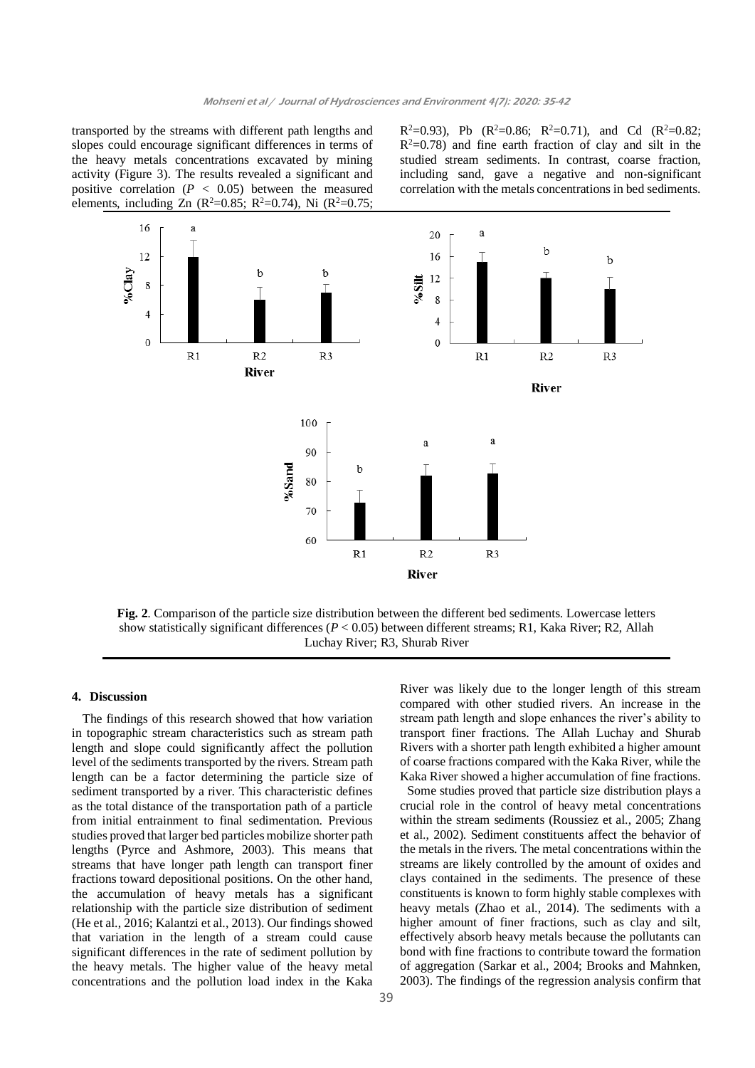transported by the streams with different path lengths and slopes could encourage significant differences in terms of the heavy metals concentrations excavated by mining activity (Figure 3). The results revealed a significant and positive correlation ($P < 0.05$) between the measured elements, including Zn ($R^2$=0.85; $R^2$=0.74), Ni ($R^2$=0.75; $R^2$=0.93), Pb ($R^2$=0.86; $R^2$=0.71), and Cd ($R^2$=0.82; $R^2$=0.78) and fine earth fraction of clay and silt in the studied stream sediments. In contrast, coarse fraction, including sand, gave a negative and non-significant correlation with the metals concentrations in bed sediments.

**Fig. 2**. Comparison of the particle size distribution between the different bed sediments. Lowercase letters show statistically significant differences ($P < 0.05$) between different streams; R1, Kaka River; R2, Allah Luchay River; R3, Shurab River

## 4. Discussion

The findings of this research showed that how variation in topographic stream characteristics such as stream path length and slope could significantly affect the pollution level of the sediments transported by the rivers. Stream path length can be a factor determining the particle size of sediment transported by a river. This characteristic defines as the total distance of the transportation path of a particle from initial entrainment to final sedimentation. Previous studies proved that larger bed particles mobilize shorter path lengths (Pyrce and Ashmore, 2003). This means that streams that have longer path length can transport finer fractions toward depositional positions. On the other hand, the accumulation of heavy metals has a significant relationship with the particle size distribution of sediment (He et al., 2016; Kalantzi et al., 2013). Our findings showed that variation in the length of a stream could cause significant differences in the rate of sediment pollution by the heavy metals. The higher value of the heavy metal concentrations and the pollution load index in the Kaka River was likely due to the longer length of this stream compared with other studied rivers. An increase in the stream path length and slope enhances the river's ability to transport finer fractions. The Allah Luchay and Shurab Rivers with a shorter path length exhibited a higher amount of coarse fractions compared with the Kaka River, while the Kaka River showed a higher accumulation of fine fractions.

Some studies proved that particle size distribution plays a crucial role in the control of heavy metal concentrations within the stream sediments (Roussiez et al., 2005; Zhang et al., 2002). Sediment constituents affect the behavior of the metals in the rivers. The metal concentrations within the streams are likely controlled by the amount of oxides and clays contained in the sediments. The presence of these constituents is known to form highly stable complexes with heavy metals (Zhao et al., 2014). The sediments with a higher amount of finer fractions, such as clay and silt, effectively absorb heavy metals because the pollutants can bond with fine fractions to contribute toward the formation of aggregation (Sarkar et al., 2004; Brooks and Mahnken, 2003). The findings of the regression analysis confirm that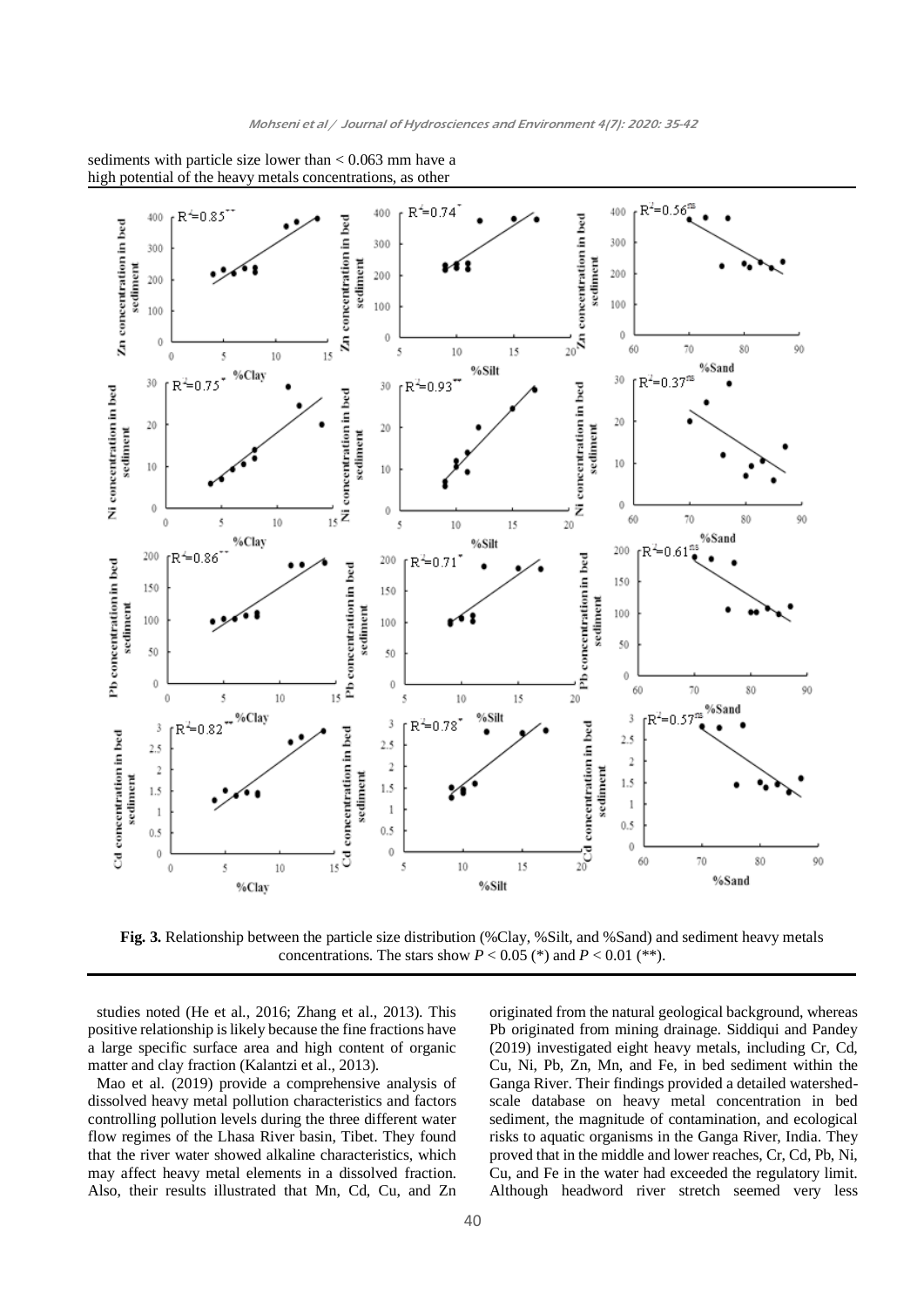sediments with particle size lower than < 0.063 mm have a high potential of the heavy metals concentrations, as other

**Fig. 3.** Relationship between the particle size distribution (%Clay, %Silt, and %Sand) and sediment heavy metals concentrations. The stars show $P < 0.05$ (*) and $P < 0.01$ (**).

studies noted (He et al., 2016; Zhang et al., 2013). This positive relationship is likely because the fine fractions have a large specific surface area and high content of organic matter and clay fraction (Kalantzi et al., 2013).

Mao et al. (2019) provide a comprehensive analysis of dissolved heavy metal pollution characteristics and factors controlling pollution levels during the three different water flow regimes of the Lhasa River basin, Tibet. They found that the river water showed alkaline characteristics, which may affect heavy metal elements in a dissolved fraction. Also, their results illustrated that Mn, Cd, Cu, and Zn originated from the natural geological background, whereas Pb originated from mining drainage. Siddiqui and Pandey (2019) investigated eight heavy metals, including Cr, Cd, Cu, Ni, Pb, Zn, Mn, and Fe, in bed sediment within the Ganga River. Their findings provided a detailed watershed-scale database on heavy metal concentration in bed sediment, the magnitude of contamination, and ecological risks to aquatic organisms in the Ganga River, India. They proved that in the middle and lower reaches, Cr, Cd, Pb, Ni, Cu, and Fe in the water had exceeded the regulatory limit. Although headword river stretch seemed very less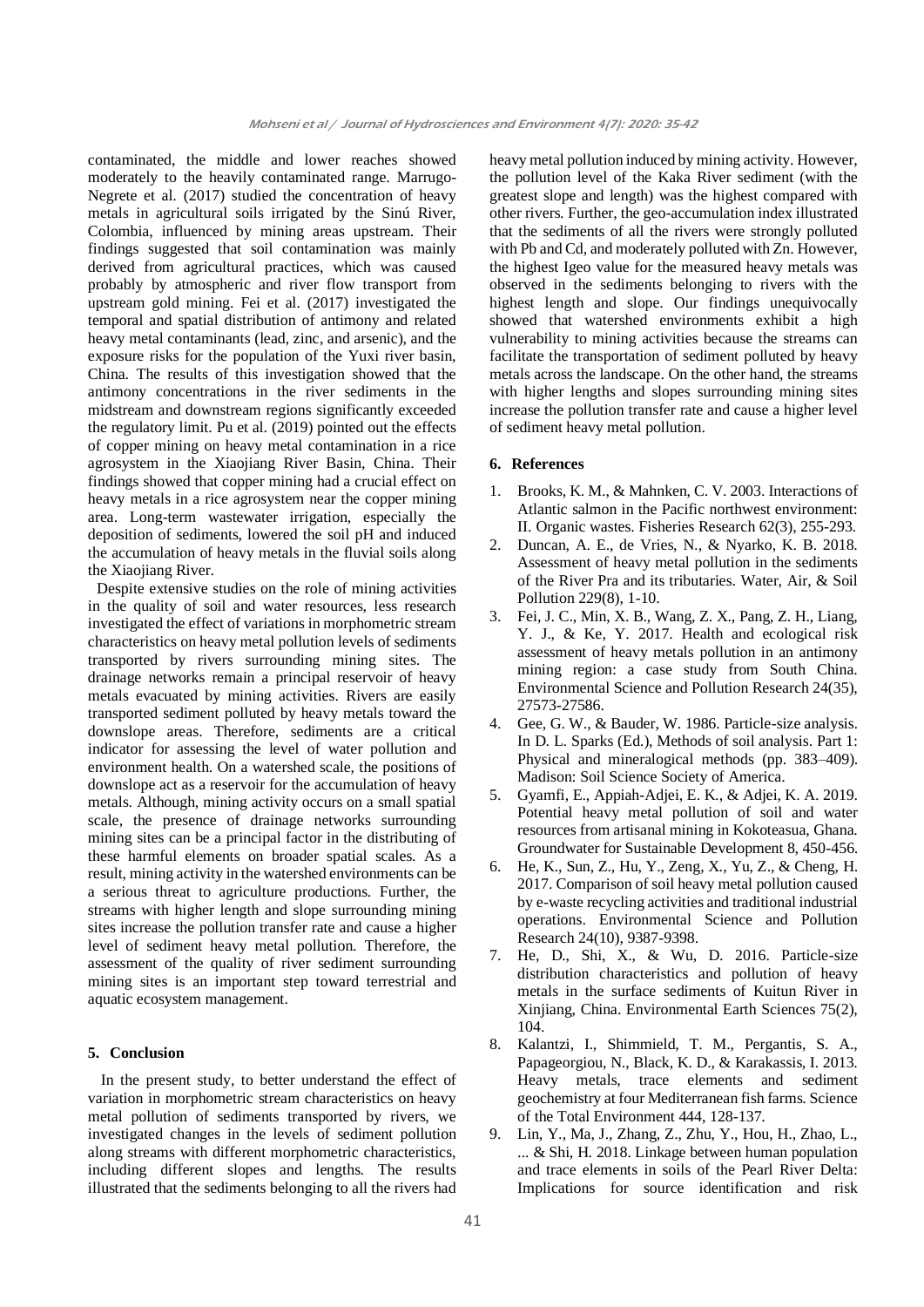contaminated, the middle and lower reaches showed moderately to the heavily contaminated range. Marrugo-Negrete et al. (2017) studied the concentration of heavy metals in agricultural soils irrigated by the Sinú River, Colombia, influenced by mining areas upstream. Their findings suggested that soil contamination was mainly derived from agricultural practices, which was caused probably by atmospheric and river flow transport from upstream gold mining. Fei et al. (2017) investigated the temporal and spatial distribution of antimony and related heavy metal contaminants (lead, zinc, and arsenic), and the exposure risks for the population of the Yuxi river basin, China. The results of this investigation showed that the antimony concentrations in the river sediments in the midstream and downstream regions significantly exceeded the regulatory limit. Pu et al. (2019) pointed out the effects of copper mining on heavy metal contamination in a rice agrosystem in the Xiaojiang River Basin, China. Their findings showed that copper mining had a crucial effect on heavy metals in a rice agrosystem near the copper mining area. Long-term wastewater irrigation, especially the deposition of sediments, lowered the soil pH and induced the accumulation of heavy metals in the fluvial soils along the Xiaojiang River.

Despite extensive studies on the role of mining activities in the quality of soil and water resources, less research investigated the effect of variations in morphometric stream characteristics on heavy metal pollution levels of sediments transported by rivers surrounding mining sites. The drainage networks remain a principal reservoir of heavy metals evacuated by mining activities. Rivers are easily transported sediment polluted by heavy metals toward the downslope areas. Therefore, sediments are a critical indicator for assessing the level of water pollution and environment health. On a watershed scale, the positions of downslope act as a reservoir for the accumulation of heavy metals. Although, mining activity occurs on a small spatial scale, the presence of drainage networks surrounding mining sites can be a principal factor in the distributing of these harmful elements on broader spatial scales. As a result, mining activity in the watershed environments can be a serious threat to agriculture productions. Further, the streams with higher length and slope surrounding mining sites increase the pollution transfer rate and cause a higher level of sediment heavy metal pollution. Therefore, the assessment of the quality of river sediment surrounding mining sites is an important step toward terrestrial and aquatic ecosystem management.

## 5. Conclusion

In the present study, to better understand the effect of variation in morphometric stream characteristics on heavy metal pollution of sediments transported by rivers, we investigated changes in the levels of sediment pollution along streams with different morphometric characteristics, including different slopes and lengths. The results illustrated that the sediments belonging to all the rivers had heavy metal pollution induced by mining activity. However, the pollution level of the Kaka River sediment (with the greatest slope and length) was the highest compared with other rivers. Further, the geo-accumulation index illustrated that the sediments of all the rivers were strongly polluted with Pb and Cd, and moderately polluted with Zn. However, the highest Igeo value for the measured heavy metals was observed in the sediments belonging to rivers with the highest length and slope. Our findings unequivocally showed that watershed environments exhibit a high vulnerability to mining activities because the streams can facilitate the transportation of sediment polluted by heavy metals across the landscape. On the other hand, the streams with higher lengths and slopes surrounding mining sites increase the pollution transfer rate and cause a higher level of sediment heavy metal pollution.

## 6. References

1. Brooks, K. M., & Mahnken, C. V. 2003. Interactions of Atlantic salmon in the Pacific northwest environment: II. Organic wastes. Fisheries Research 62(3), 255-293.
2. Duncan, A. E., de Vries, N., & Nyarko, K. B. 2018. Assessment of heavy metal pollution in the sediments of the River Pra and its tributaries. Water, Air, & Soil Pollution 229(8), 1-10.
3. Fei, J. C., Min, X. B., Wang, Z. X., Pang, Z. H., Liang, Y. J., & Ke, Y. 2017. Health and ecological risk assessment of heavy metals pollution in an antimony mining region: a case study from South China. Environmental Science and Pollution Research 24(35), 27573-27586.
4. Gee, G. W., & Bauder, W. 1986. Particle-size analysis. In D. L. Sparks (Ed.), Methods of soil analysis. Part 1: Physical and mineralogical methods (pp. 383–409). Madison: Soil Science Society of America.
5. Gyamfi, E., Appiah-Adjei, E. K., & Adjei, K. A. 2019. Potential heavy metal pollution of soil and water resources from artisanal mining in Kokoteasua, Ghana. Groundwater for Sustainable Development 8, 450-456.
6. He, K., Sun, Z., Hu, Y., Zeng, X., Yu, Z., & Cheng, H. 2017. Comparison of soil heavy metal pollution caused by e-waste recycling activities and traditional industrial operations. Environmental Science and Pollution Research 24(10), 9387-9398.
7. He, D., Shi, X., & Wu, D. 2016. Particle-size distribution characteristics and pollution of heavy metals in the surface sediments of Kuitun River in Xinjiang, China. Environmental Earth Sciences 75(2), 104.
8. Kalantzi, I., Shimmield, T. M., Pergantis, S. A., Papageorgiou, N., Black, K. D., & Karakassis, I. 2013. Heavy metals, trace elements and sediment geochemistry at four Mediterranean fish farms. Science of the Total Environment 444, 128-137.
9. Lin, Y., Ma, J., Zhang, Z., Zhu, Y., Hou, H., Zhao, L., ... & Shi, H. 2018. Linkage between human population and trace elements in soils of the Pearl River Delta: Implications for source identification and risk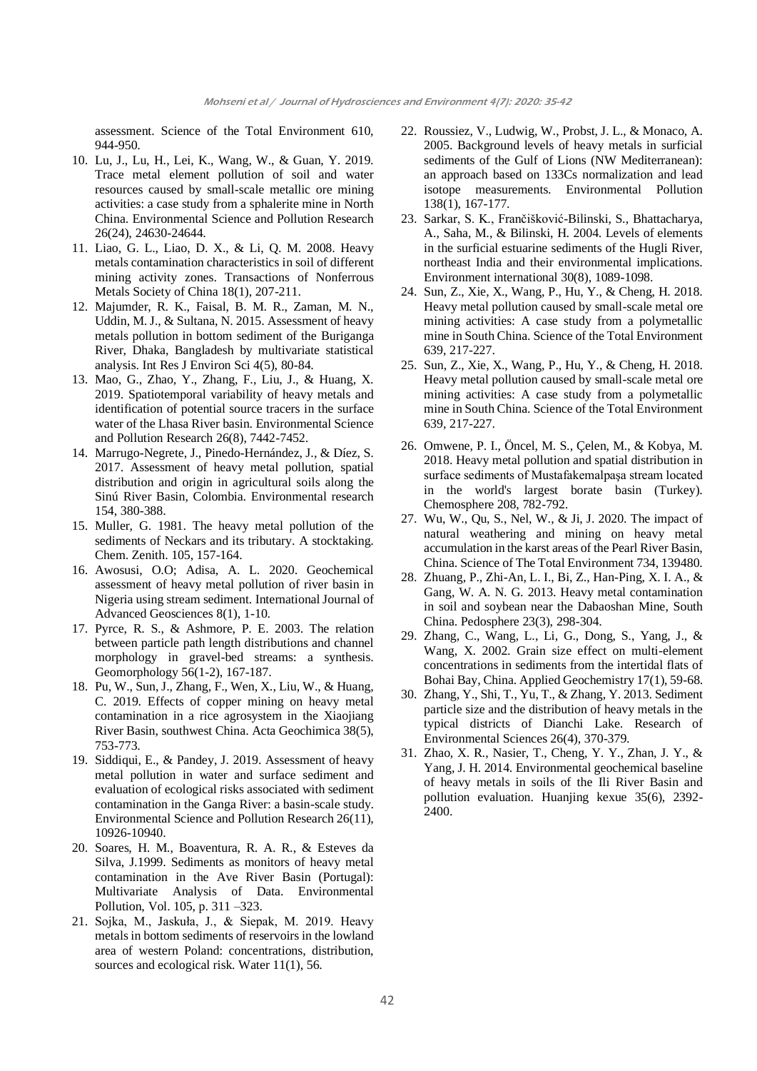assessment. Science of the Total Environment 610, 944-950.

10. Lu, J., Lu, H., Lei, K., Wang, W., & Guan, Y. 2019. Trace metal element pollution of soil and water resources caused by small-scale metallic ore mining activities: a case study from a sphalerite mine in North China. Environmental Science and Pollution Research 26(24), 24630-24644.
11. Liao, G. L., Liao, D. X., & Li, Q. M. 2008. Heavy metals contamination characteristics in soil of different mining activity zones. Transactions of Nonferrous Metals Society of China 18(1), 207-211.
12. Majumder, R. K., Faisal, B. M. R., Zaman, M. N., Uddin, M. J., & Sultana, N. 2015. Assessment of heavy metals pollution in bottom sediment of the Buriganga River, Dhaka, Bangladesh by multivariate statistical analysis. Int Res J Environ Sci 4(5), 80-84.
13. Mao, G., Zhao, Y., Zhang, F., Liu, J., & Huang, X. 2019. Spatiotemporal variability of heavy metals and identification of potential source tracers in the surface water of the Lhasa River basin. Environmental Science and Pollution Research 26(8), 7442-7452.
14. Marrugo-Negrete, J., Pinedo-Hernández, J., & Díez, S. 2017. Assessment of heavy metal pollution, spatial distribution and origin in agricultural soils along the Sinú River Basin, Colombia. Environmental research 154, 380-388.
15. Muller, G. 1981. The heavy metal pollution of the sediments of Neckars and its tributary. A stocktaking. Chem. Zenith. 105, 157-164.
16. Awosusi, O.O; Adisa, A. L. 2020. Geochemical assessment of heavy metal pollution of river basin in Nigeria using stream sediment. International Journal of Advanced Geosciences 8(1), 1-10.
17. Pyrce, R. S., & Ashmore, P. E. 2003. The relation between particle path length distributions and channel morphology in gravel-bed streams: a synthesis. Geomorphology 56(1-2), 167-187.
18. Pu, W., Sun, J., Zhang, F., Wen, X., Liu, W., & Huang, C. 2019. Effects of copper mining on heavy metal contamination in a rice agrosystem in the Xiaojiang River Basin, southwest China. Acta Geochimica 38(5), 753-773.
19. Siddiqui, E., & Pandey, J. 2019. Assessment of heavy metal pollution in water and surface sediment and evaluation of ecological risks associated with sediment contamination in the Ganga River: a basin-scale study. Environmental Science and Pollution Research 26(11), 10926-10940.
20. Soares, H. M., Boaventura, R. A. R., & Esteves da Silva, J.1999. Sediments as monitors of heavy metal contamination in the Ave River Basin (Portugal): Multivariate Analysis of Data. Environmental Pollution, Vol. 105, p. 311 –323.
21. Sojka, M., Jaskuła, J., & Siepak, M. 2019. Heavy metals in bottom sediments of reservoirs in the lowland area of western Poland: concentrations, distribution, sources and ecological risk. Water 11(1), 56.
22. Roussiez, V., Ludwig, W., Probst, J. L., & Monaco, A. 2005. Background levels of heavy metals in surficial sediments of the Gulf of Lions (NW Mediterranean): an approach based on 133Cs normalization and lead isotope measurements. Environmental Pollution 138(1), 167-177.
23. Sarkar, S. K., Frančišković-Bilinski, S., Bhattacharya, A., Saha, M., & Bilinski, H. 2004. Levels of elements in the surficial estuarine sediments of the Hugli River, northeast India and their environmental implications. Environment international 30(8), 1089-1098.
24. Sun, Z., Xie, X., Wang, P., Hu, Y., & Cheng, H. 2018. Heavy metal pollution caused by small-scale metal ore mining activities: A case study from a polymetallic mine in South China. Science of the Total Environment 639, 217-227.
25. Sun, Z., Xie, X., Wang, P., Hu, Y., & Cheng, H. 2018. Heavy metal pollution caused by small-scale metal ore mining activities: A case study from a polymetallic mine in South China. Science of the Total Environment 639, 217-227.
26. Omwene, P. I., Öncel, M. S., Çelen, M., & Kobya, M. 2018. Heavy metal pollution and spatial distribution in surface sediments of Mustafakemalpaşa stream located in the world's largest borate basin (Turkey). Chemosphere 208, 782-792.
27. Wu, W., Qu, S., Nel, W., & Ji, J. 2020. The impact of natural weathering and mining on heavy metal accumulation in the karst areas of the Pearl River Basin, China. Science of The Total Environment 734, 139480.
28. Zhuang, P., Zhi-An, L. I., Bi, Z., Han-Ping, X. I. A., & Gang, W. A. N. G. 2013. Heavy metal contamination in soil and soybean near the Dabaoshan Mine, South China. Pedosphere 23(3), 298-304.
29. Zhang, C., Wang, L., Li, G., Dong, S., Yang, J., & Wang, X. 2002. Grain size effect on multi-element concentrations in sediments from the intertidal flats of Bohai Bay, China. Applied Geochemistry 17(1), 59-68.
30. Zhang, Y., Shi, T., Yu, T., & Zhang, Y. 2013. Sediment particle size and the distribution of heavy metals in the typical districts of Dianchi Lake. Research of Environmental Sciences 26(4), 370-379.
31. Zhao, X. R., Nasier, T., Cheng, Y. Y., Zhan, J. Y., & Yang, J. H. 2014. Environmental geochemical baseline of heavy metals in soils of the Ili River Basin and pollution evaluation. Huanjing kexue 35(6), 2392-2400.